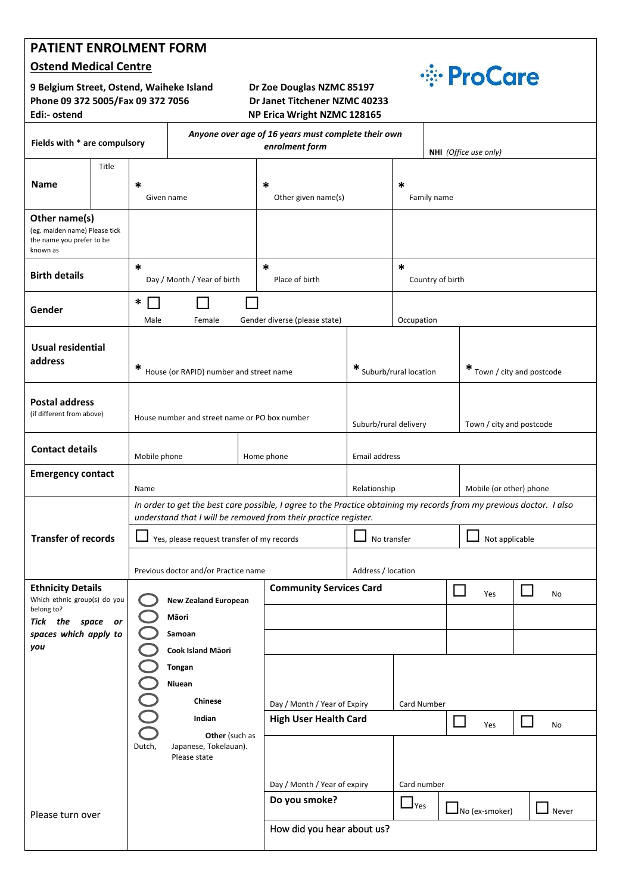# PATIENT ENROLMENT FORM

## Ostend Medical Centre

**9 Belgium Street, Ostend, Waiheke Island**
**Phone 09 372 5005/Fax 09 372 7056**
**Edi:- ostend**

**Dr Zoe Douglas NZMC 85197**
**Dr Janet Titchener NZMC 40233**
**NP Erica Wright NZMC 128165**

ProCare

| Fields with * are compulsory | *Anyone over age of 16 years must complete their own enrolment form* | **NHI** *(Office use only)* |
|---|---|---|

| | | | |
|---|---|---|---|
| **Name** (Title) | * Given name | * Other given name(s) | * Family name |
| **Other name(s)** (eg. maiden name) Please tick the name you prefer to be known as | | | |
| **Birth details** | * Day / Month / Year of birth | * Place of birth | * Country of birth |
| **Gender** | * ☐ Male ☐ Female ☐ Gender diverse (please state) | | Occupation |
| **Usual residential address** | * House (or RAPID) number and street name | * Suburb/rural location | * Town / city and postcode |
| **Postal address** (if different from above) | House number and street name or PO box number | Suburb/rural delivery | Town / city and postcode |
| **Contact details** | Mobile phone / Home phone | Email address | |
| **Emergency contact** | Name | Relationship | Mobile (or other) phone |

**Transfer of records**

*In order to get the best care possible, I agree to the Practice obtaining my records from my previous doctor. I also understand that I will be removed from their practice register.*

☐ Yes, please request transfer of my records ☐ No transfer ☐ Not applicable

Previous doctor and/or Practice name | Address / location

**Ethnicity Details**
Which ethnic group(s) do you belong to?
***Tick the space or spaces which apply to you***

- ◯ **New Zealand European**
- ◯ **Māori**
- ◯ **Samoan**
- ◯ **Cook Island Māori**
- ◯ **Tongan**
- ◯ **Niuean**
- ◯ **Chinese**
- ◯ **Indian**
- ◯ **Other** (such as Dutch, Japanese, Tokelauan). Please state

**Community Services Card** ☐ Yes ☐ No

Day / Month / Year of Expiry | Card Number

**High User Health Card** ☐ Yes ☐ No

Day / Month / Year of expiry | Card number

**Do you smoke?** ☐ Yes ☐ No (ex-smoker) ☐ Never

How did you hear about us?

Please turn over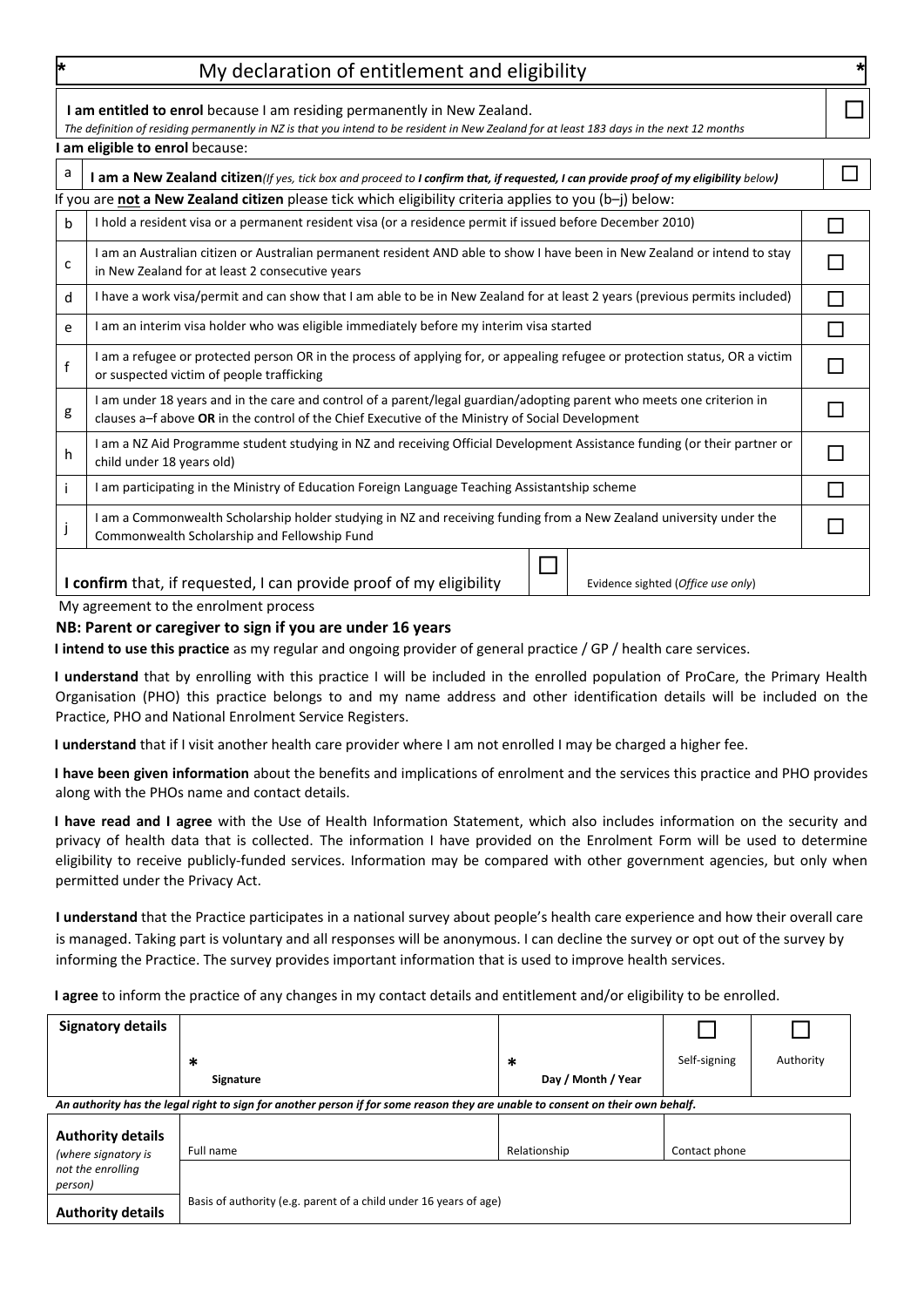## * My declaration of entitlement and eligibility *

| | | |
|---|---|---|
| **I am entitled to enrol** because I am residing permanently in New Zealand. *The definition of residing permanently in NZ is that you intend to be resident in New Zealand for at least 183 days in the next 12 months* | | ☐ |

**I am eligible to enrol** because:

| | | |
|---|---|---|
| a | **I am a New Zealand citizen** *(If yes, tick box and proceed to **I confirm that, if requested, I can provide proof of my eligibility** below)* | ☐ |

If you are **not** a **New Zealand citizen** please tick which eligibility criteria applies to you (b–j) below:

| | | |
|---|---|---|
| b | I hold a resident visa or a permanent resident visa (or a residence permit if issued before December 2010) | ☐ |
| c | I am an Australian citizen or Australian permanent resident AND able to show I have been in New Zealand or intend to stay in New Zealand for at least 2 consecutive years | ☐ |
| d | I have a work visa/permit and can show that I am able to be in New Zealand for at least 2 years (previous permits included) | ☐ |
| e | I am an interim visa holder who was eligible immediately before my interim visa started | ☐ |
| f | I am a refugee or protected person OR in the process of applying for, or appealing refugee or protection status, OR a victim or suspected victim of people trafficking | ☐ |
| g | I am under 18 years and in the care and control of a parent/legal guardian/adopting parent who meets one criterion in clauses a–f above **OR** in the control of the Chief Executive of the Ministry of Social Development | ☐ |
| h | I am a NZ Aid Programme student studying in NZ and receiving Official Development Assistance funding (or their partner or child under 18 years old) | ☐ |
| i | I am participating in the Ministry of Education Foreign Language Teaching Assistantship scheme | ☐ |
| j | I am a Commonwealth Scholarship holder studying in NZ and receiving funding from a New Zealand university under the Commonwealth Scholarship and Fellowship Fund | ☐ |

**I confirm** that, if requested, I can provide proof of my eligibility ☐ Evidence sighted (*Office use only*)

My agreement to the enrolment process

**NB: Parent or caregiver to sign if you are under 16 years**

**I intend to use this practice** as my regular and ongoing provider of general practice / GP / health care services.

**I understand** that by enrolling with this practice I will be included in the enrolled population of ProCare, the Primary Health Organisation (PHO) this practice belongs to and my name address and other identification details will be included on the Practice, PHO and National Enrolment Service Registers.

**I understand** that if I visit another health care provider where I am not enrolled I may be charged a higher fee.

**I have been given information** about the benefits and implications of enrolment and the services this practice and PHO provides along with the PHOs name and contact details.

**I have read and I agree** with the Use of Health Information Statement, which also includes information on the security and privacy of health data that is collected. The information I have provided on the Enrolment Form will be used to determine eligibility to receive publicly-funded services. Information may be compared with other government agencies, but only when permitted under the Privacy Act.

**I understand** that the Practice participates in a national survey about people's health care experience and how their overall care is managed. Taking part is voluntary and all responses will be anonymous. I can decline the survey or opt out of the survey by informing the Practice. The survey provides important information that is used to improve health services.

**I agree** to inform the practice of any changes in my contact details and entitlement and/or eligibility to be enrolled.

| | | | | |
|---|---|---|---|---|
| **Signatory details** | * Signature | * Day / Month / Year | ☐ Self-signing | ☐ Authority |

*An authority has the legal right to sign for another person if for some reason they are unable to consent on their own behalf.*

| | | | |
|---|---|---|---|
| **Authority details** *(where signatory is not the enrolling person)* | Full name | Relationship | Contact phone |
| **Authority details** | Basis of authority (e.g. parent of a child under 16 years of age) | | |